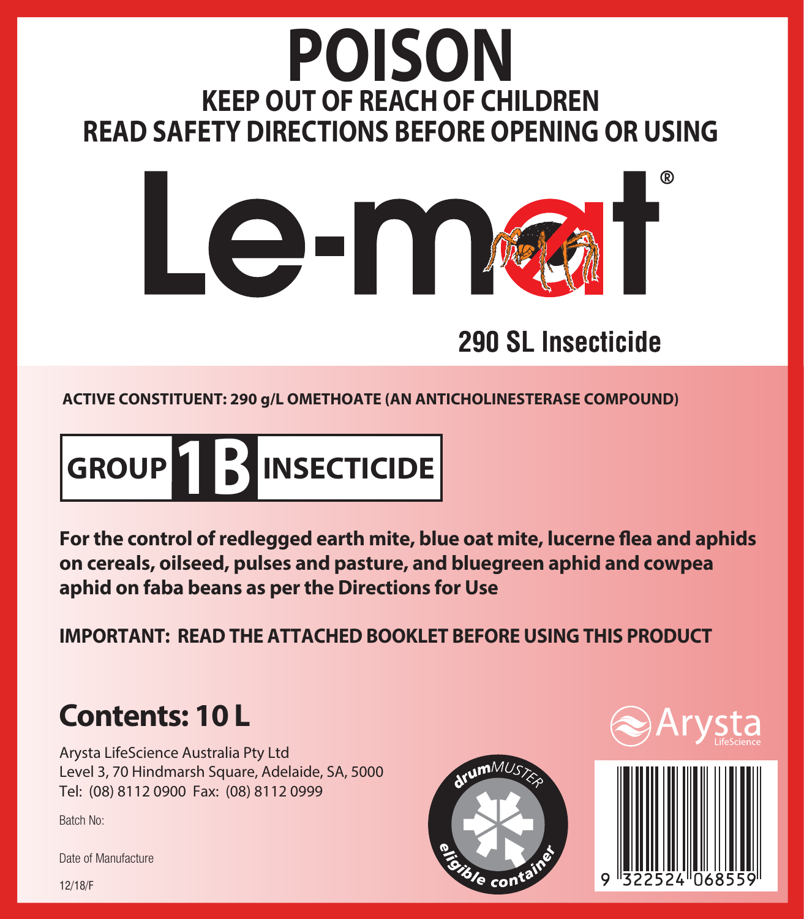# POISON

## KEEP OUT OF REACH OF CHILDREN

## READ SAFETY DIRECTIONS BEFORE OPENING OR USING

# Le-mat®

## 290 SL Insecticide

**ACTIVE CONSTITUENT: 290 g/L OMETHOATE (AN ANTICHOLINESTERASE COMPOUND)**

**GROUP 1B INSECTICIDE**

**For the control of redlegged earth mite, blue oat mite, lucerne flea and aphids on cereals, oilseed, pulses and pasture, and bluegreen aphid and cowpea aphid on faba beans as per the Directions for Use**

**IMPORTANT: READ THE ATTACHED BOOKLET BEFORE USING THIS PRODUCT**

## Contents: 10 L

Arysta LifeScience Australia Pty Ltd
Level 3, 70 Hindmarsh Square, Adelaide, SA, 5000
Tel: (08) 8112 0900 Fax: (08) 8112 0999

Batch No:

Date of Manufacture

12/18/F

Arysta LifeScience

drumMUSTER eligible container

9 322524 068559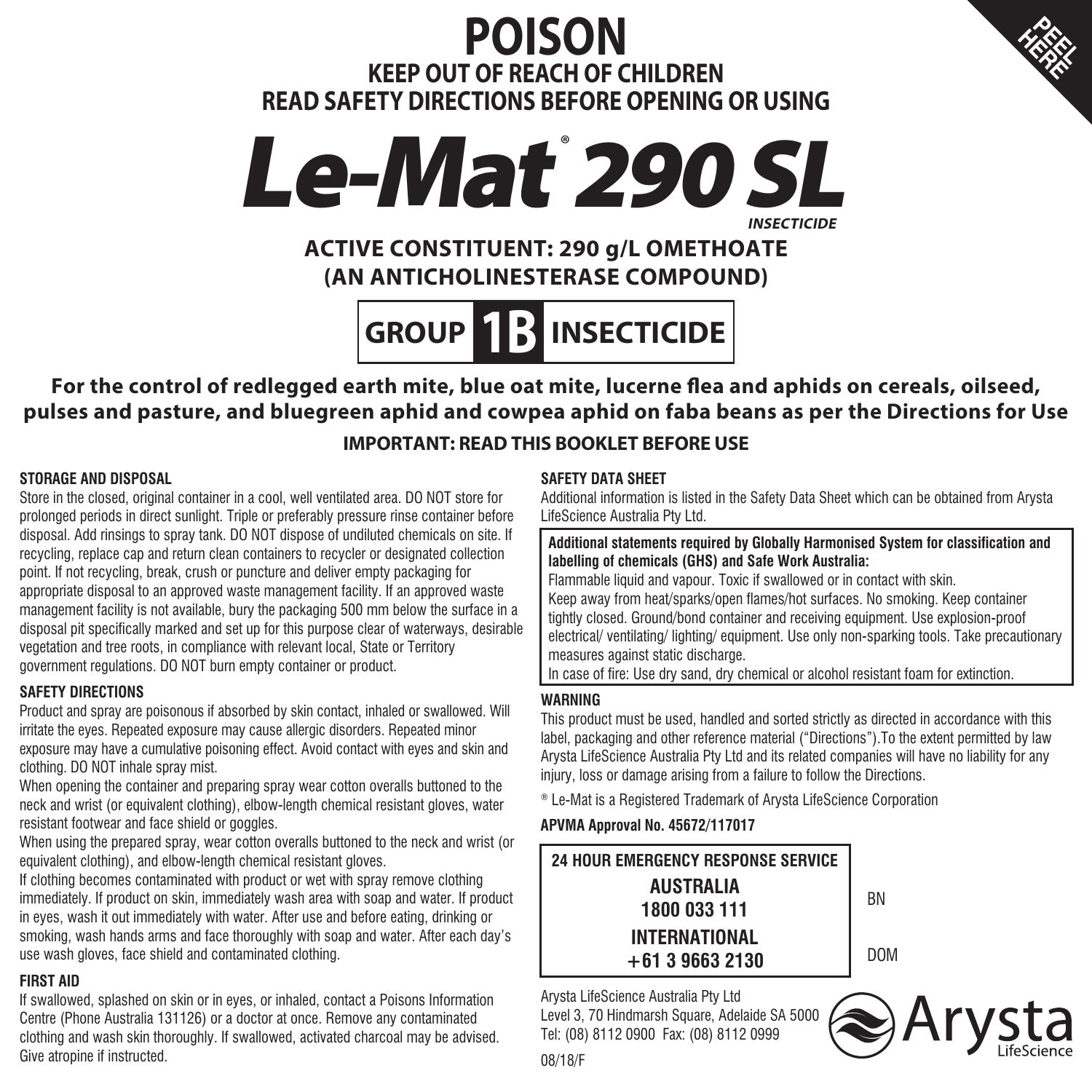# POISON

**KEEP OUT OF REACH OF CHILDREN**

**READ SAFETY DIRECTIONS BEFORE OPENING OR USING**

PEEL HERE

# *Le-Mat® 290 SL*

***INSECTICIDE***

**ACTIVE CONSTITUENT: 290 g/L OMETHOATE**
**(AN ANTICHOLINESTERASE COMPOUND)**

**GROUP 1B INSECTICIDE**

**For the control of redlegged earth mite, blue oat mite, lucerne flea and aphids on cereals, oilseed, pulses and pasture, and bluegreen aphid and cowpea aphid on faba beans as per the Directions for Use**

**IMPORTANT: READ THIS BOOKLET BEFORE USE**

### STORAGE AND DISPOSAL

Store in the closed, original container in a cool, well ventilated area. DO NOT store for prolonged periods in direct sunlight. Triple or preferably pressure rinse container before disposal. Add rinsings to spray tank. DO NOT dispose of undiluted chemicals on site. If recycling, replace cap and return clean containers to recycler or designated collection point. If not recycling, break, crush or puncture and deliver empty packaging for appropriate disposal to an approved waste management facility. If an approved waste management facility is not available, bury the packaging 500 mm below the surface in a disposal pit specifically marked and set up for this purpose clear of waterways, desirable vegetation and tree roots, in compliance with relevant local, State or Territory government regulations. DO NOT burn empty container or product.

### SAFETY DIRECTIONS

Product and spray are poisonous if absorbed by skin contact, inhaled or swallowed. Will irritate the eyes. Repeated exposure may cause allergic disorders. Repeated minor exposure may have a cumulative poisoning effect. Avoid contact with eyes and skin and clothing. DO NOT inhale spray mist.

When opening the container and preparing spray wear cotton overalls buttoned to the neck and wrist (or equivalent clothing), elbow-length chemical resistant gloves, water resistant footwear and face shield or goggles.

When using the prepared spray, wear cotton overalls buttoned to the neck and wrist (or equivalent clothing), and elbow-length chemical resistant gloves.

If clothing becomes contaminated with product or wet with spray remove clothing immediately. If product on skin, immediately wash area with soap and water. If product in eyes, wash it out immediately with water. After use and before eating, drinking or smoking, wash hands arms and face thoroughly with soap and water. After each day's use wash gloves, face shield and contaminated clothing.

### FIRST AID

If swallowed, splashed on skin or in eyes, or inhaled, contact a Poisons Information Centre (Phone Australia 131126) or a doctor at once. Remove any contaminated clothing and wash skin thoroughly. If swallowed, activated charcoal may be advised. Give atropine if instructed.

### SAFETY DATA SHEET

Additional information is listed in the Safety Data Sheet which can be obtained from Arysta LifeScience Australia Pty Ltd.

**Additional statements required by Globally Harmonised System for classification and labelling of chemicals (GHS) and Safe Work Australia:**

Flammable liquid and vapour. Toxic if swallowed or in contact with skin.

Keep away from heat/sparks/open flames/hot surfaces. No smoking. Keep container tightly closed. Ground/bond container and receiving equipment. Use explosion-proof electrical/ ventilating/ lighting/ equipment. Use only non-sparking tools. Take precautionary measures against static discharge.

In case of fire: Use dry sand, dry chemical or alcohol resistant foam for extinction.

### WARNING

This product must be used, handled and sorted strictly as directed in accordance with this label, packaging and other reference material ("Directions").To the extent permitted by law Arysta LifeScience Australia Pty Ltd and its related companies will have no liability for any injury, loss or damage arising from a failure to follow the Directions.

® Le-Mat is a Registered Trademark of Arysta LifeScience Corporation

**APVMA Approval No. 45672/117017**

**24 HOUR EMERGENCY RESPONSE SERVICE**
**AUSTRALIA**
**1800 033 111**
**INTERNATIONAL**
**+61 3 9663 2130**

BN

DOM

Arysta LifeScience Australia Pty Ltd
Level 3, 70 Hindmarsh Square, Adelaide SA 5000
Tel: (08) 8112 0900 Fax: (08) 8112 0999

Arysta LifeScience

08/18/F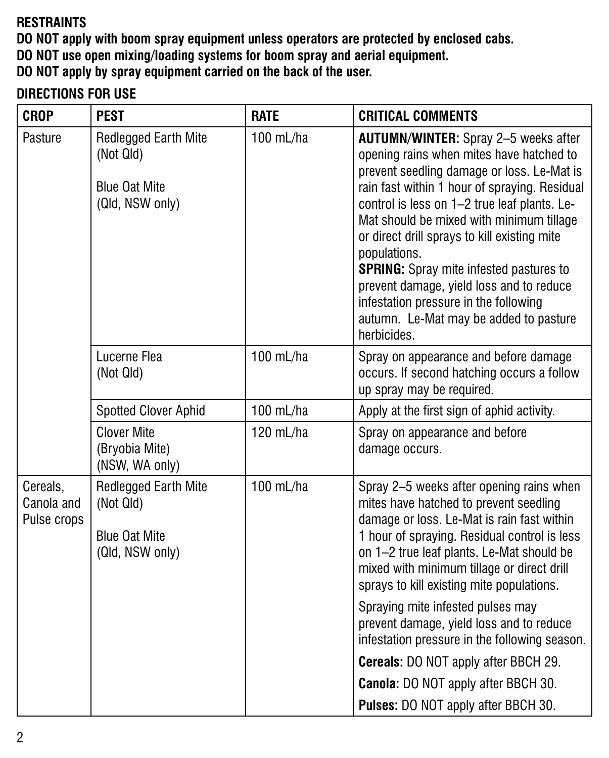**RESTRAINTS**

**DO NOT apply with boom spray equipment unless operators are protected by enclosed cabs.**

**DO NOT use open mixing/loading systems for boom spray and aerial equipment.**

**DO NOT apply by spray equipment carried on the back of the user.**

**DIRECTIONS FOR USE**

| CROP | PEST | RATE | CRITICAL COMMENTS |
|---|---|---|---|
| Pasture | Redlegged Earth Mite (Not Qld)<br><br>Blue Oat Mite (Qld, NSW only) | 100 mL/ha | **AUTUMN/WINTER:** Spray 2–5 weeks after opening rains when mites have hatched to prevent seedling damage or loss. Le-Mat is rain fast within 1 hour of spraying. Residual control is less on 1–2 true leaf plants. Le-Mat should be mixed with minimum tillage or direct drill sprays to kill existing mite populations.<br>**SPRING:** Spray mite infested pastures to prevent damage, yield loss and to reduce infestation pressure in the following autumn. Le-Mat may be added to pasture herbicides. |
| | Lucerne Flea (Not Qld) | 100 mL/ha | Spray on appearance and before damage occurs. If second hatching occurs a follow up spray may be required. |
| | Spotted Clover Aphid | 100 mL/ha | Apply at the first sign of aphid activity. |
| | Clover Mite (Bryobia Mite) (NSW, WA only) | 120 mL/ha | Spray on appearance and before damage occurs. |
| Cereals, Canola and Pulse crops | Redlegged Earth Mite (Not Qld)<br><br>Blue Oat Mite (Qld, NSW only) | 100 mL/ha | Spray 2–5 weeks after opening rains when mites have hatched to prevent seedling damage or loss. Le-Mat is rain fast within 1 hour of spraying. Residual control is less on 1–2 true leaf plants. Le-Mat should be mixed with minimum tillage or direct drill sprays to kill existing mite populations.<br><br>Spraying mite infested pulses may prevent damage, yield loss and to reduce infestation pressure in the following season.<br><br>**Cereals:** DO NOT apply after BBCH 29.<br><br>**Canola:** DO NOT apply after BBCH 30.<br><br>**Pulses:** DO NOT apply after BBCH 30. |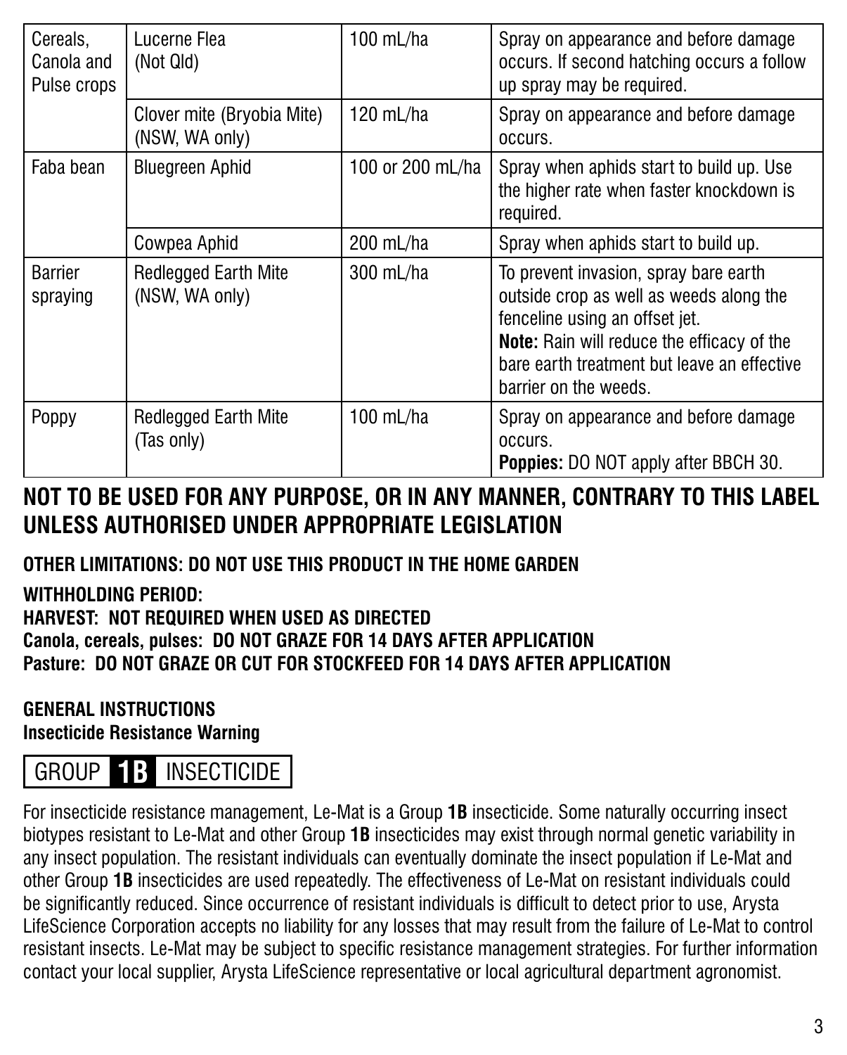| | | | |
|---|---|---|---|
| Cereals, Canola and Pulse crops | Lucerne Flea (Not Qld) | 100 mL/ha | Spray on appearance and before damage occurs. If second hatching occurs a follow up spray may be required. |
| | Clover mite (Bryobia Mite) (NSW, WA only) | 120 mL/ha | Spray on appearance and before damage occurs. |
| Faba bean | Bluegreen Aphid | 100 or 200 mL/ha | Spray when aphids start to build up. Use the higher rate when faster knockdown is required. |
| | Cowpea Aphid | 200 mL/ha | Spray when aphids start to build up. |
| Barrier spraying | Redlegged Earth Mite (NSW, WA only) | 300 mL/ha | To prevent invasion, spray bare earth outside crop as well as weeds along the fenceline using an offset jet. **Note:** Rain will reduce the efficacy of the bare earth treatment but leave an effective barrier on the weeds. |
| Poppy | Redlegged Earth Mite (Tas only) | 100 mL/ha | Spray on appearance and before damage occurs. **Poppies:** DO NOT apply after BBCH 30. |

## NOT TO BE USED FOR ANY PURPOSE, OR IN ANY MANNER, CONTRARY TO THIS LABEL UNLESS AUTHORISED UNDER APPROPRIATE LEGISLATION

**OTHER LIMITATIONS: DO NOT USE THIS PRODUCT IN THE HOME GARDEN**

**WITHHOLDING PERIOD:**
**HARVEST: NOT REQUIRED WHEN USED AS DIRECTED**
**Canola, cereals, pulses: DO NOT GRAZE FOR 14 DAYS AFTER APPLICATION**
**Pasture: DO NOT GRAZE OR CUT FOR STOCKFEED FOR 14 DAYS AFTER APPLICATION**

**GENERAL INSTRUCTIONS**
**Insecticide Resistance Warning**

GROUP **1B** INSECTICIDE

For insecticide resistance management, Le-Mat is a Group **1B** insecticide. Some naturally occurring insect biotypes resistant to Le-Mat and other Group **1B** insecticides may exist through normal genetic variability in any insect population. The resistant individuals can eventually dominate the insect population if Le-Mat and other Group **1B** insecticides are used repeatedly. The effectiveness of Le-Mat on resistant individuals could be significantly reduced. Since occurrence of resistant individuals is difficult to detect prior to use, Arysta LifeScience Corporation accepts no liability for any losses that may result from the failure of Le-Mat to control resistant insects. Le-Mat may be subject to specific resistance management strategies. For further information contact your local supplier, Arysta LifeScience representative or local agricultural department agronomist.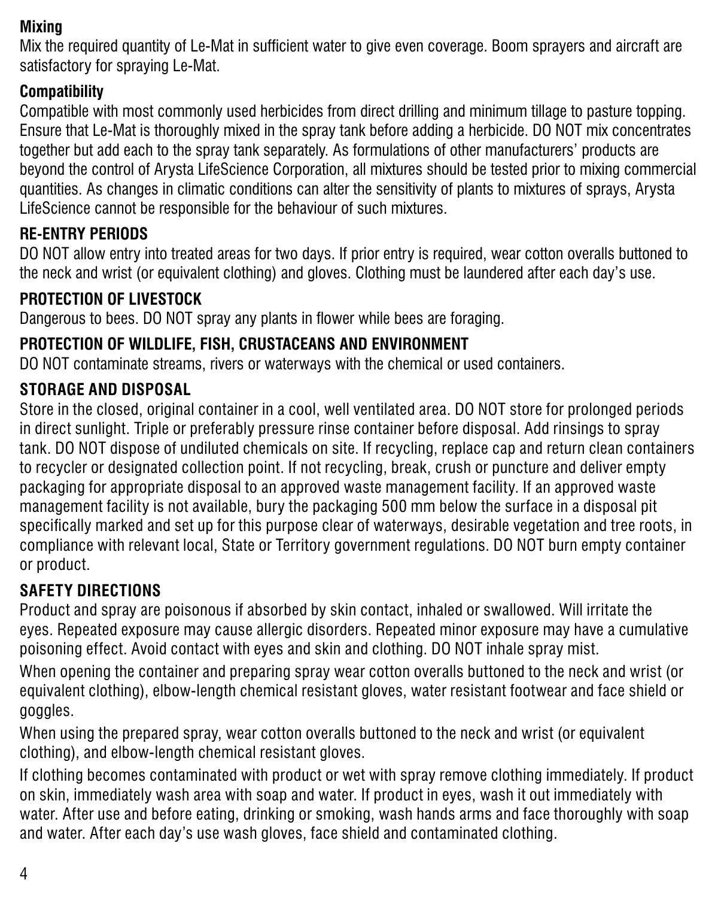**Mixing**

Mix the required quantity of Le-Mat in sufficient water to give even coverage. Boom sprayers and aircraft are satisfactory for spraying Le-Mat.

**Compatibility**

Compatible with most commonly used herbicides from direct drilling and minimum tillage to pasture topping. Ensure that Le-Mat is thoroughly mixed in the spray tank before adding a herbicide. DO NOT mix concentrates together but add each to the spray tank separately. As formulations of other manufacturers' products are beyond the control of Arysta LifeScience Corporation, all mixtures should be tested prior to mixing commercial quantities. As changes in climatic conditions can alter the sensitivity of plants to mixtures of sprays, Arysta LifeScience cannot be responsible for the behaviour of such mixtures.

## RE-ENTRY PERIODS

DO NOT allow entry into treated areas for two days. If prior entry is required, wear cotton overalls buttoned to the neck and wrist (or equivalent clothing) and gloves. Clothing must be laundered after each day's use.

## PROTECTION OF LIVESTOCK

Dangerous to bees. DO NOT spray any plants in flower while bees are foraging.

## PROTECTION OF WILDLIFE, FISH, CRUSTACEANS AND ENVIRONMENT

DO NOT contaminate streams, rivers or waterways with the chemical or used containers.

## STORAGE AND DISPOSAL

Store in the closed, original container in a cool, well ventilated area. DO NOT store for prolonged periods in direct sunlight. Triple or preferably pressure rinse container before disposal. Add rinsings to spray tank. DO NOT dispose of undiluted chemicals on site. If recycling, replace cap and return clean containers to recycler or designated collection point. If not recycling, break, crush or puncture and deliver empty packaging for appropriate disposal to an approved waste management facility. If an approved waste management facility is not available, bury the packaging 500 mm below the surface in a disposal pit specifically marked and set up for this purpose clear of waterways, desirable vegetation and tree roots, in compliance with relevant local, State or Territory government regulations. DO NOT burn empty container or product.

## SAFETY DIRECTIONS

Product and spray are poisonous if absorbed by skin contact, inhaled or swallowed. Will irritate the eyes. Repeated exposure may cause allergic disorders. Repeated minor exposure may have a cumulative poisoning effect. Avoid contact with eyes and skin and clothing. DO NOT inhale spray mist.

When opening the container and preparing spray wear cotton overalls buttoned to the neck and wrist (or equivalent clothing), elbow-length chemical resistant gloves, water resistant footwear and face shield or goggles.

When using the prepared spray, wear cotton overalls buttoned to the neck and wrist (or equivalent clothing), and elbow-length chemical resistant gloves.

If clothing becomes contaminated with product or wet with spray remove clothing immediately. If product on skin, immediately wash area with soap and water. If product in eyes, wash it out immediately with water. After use and before eating, drinking or smoking, wash hands arms and face thoroughly with soap and water. After each day's use wash gloves, face shield and contaminated clothing.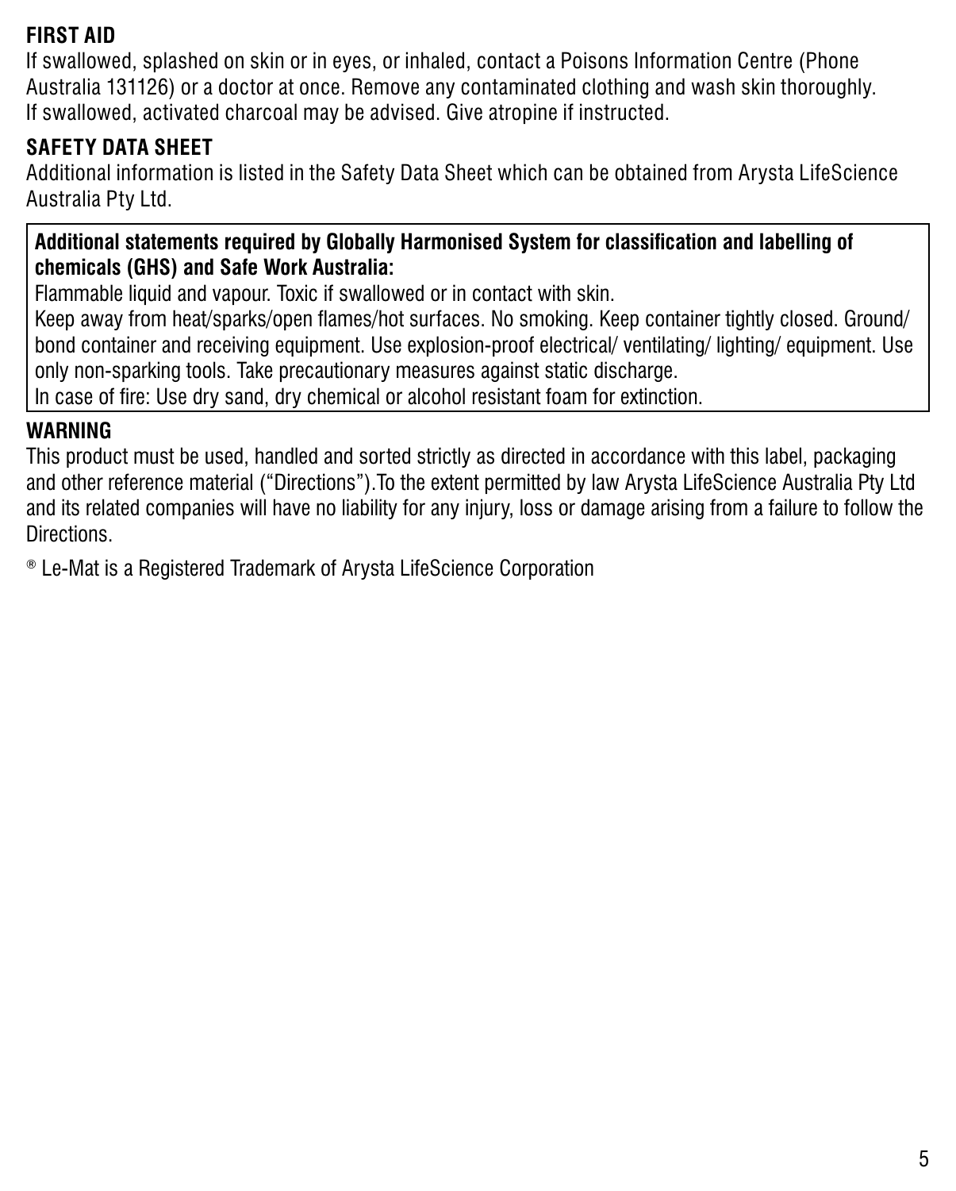## FIRST AID

If swallowed, splashed on skin or in eyes, or inhaled, contact a Poisons Information Centre (Phone Australia 131126) or a doctor at once. Remove any contaminated clothing and wash skin thoroughly. If swallowed, activated charcoal may be advised. Give atropine if instructed.

## SAFETY DATA SHEET

Additional information is listed in the Safety Data Sheet which can be obtained from Arysta LifeScience Australia Pty Ltd.

**Additional statements required by Globally Harmonised System for classification and labelling of chemicals (GHS) and Safe Work Australia:**

Flammable liquid and vapour. Toxic if swallowed or in contact with skin.

Keep away from heat/sparks/open flames/hot surfaces. No smoking. Keep container tightly closed. Ground/ bond container and receiving equipment. Use explosion-proof electrical/ ventilating/ lighting/ equipment. Use only non-sparking tools. Take precautionary measures against static discharge.

In case of fire: Use dry sand, dry chemical or alcohol resistant foam for extinction.

## WARNING

This product must be used, handled and sorted strictly as directed in accordance with this label, packaging and other reference material (“Directions”).To the extent permitted by law Arysta LifeScience Australia Pty Ltd and its related companies will have no liability for any injury, loss or damage arising from a failure to follow the Directions.

® Le-Mat is a Registered Trademark of Arysta LifeScience Corporation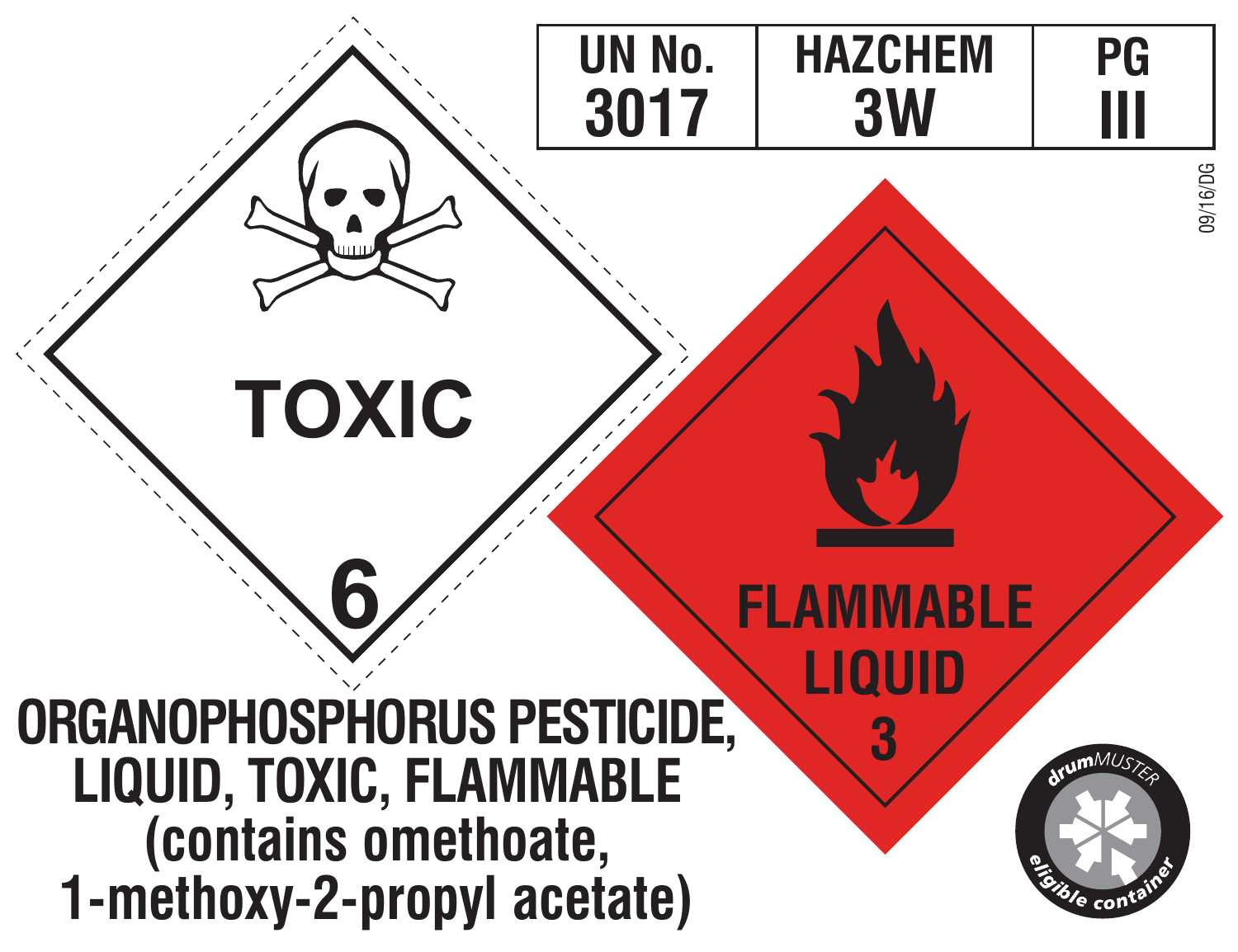| UN No. | HAZCHEM | PG |
| --- | --- | --- |
| 3017 | 3W | III |

09/16/DG

TOXIC

6

FLAMMABLE LIQUID

3

**ORGANOPHOSPHORUS PESTICIDE, LIQUID, TOXIC, FLAMMABLE (contains omethoate, 1-methoxy-2-propyl acetate)**

drumMUSTER eligible container